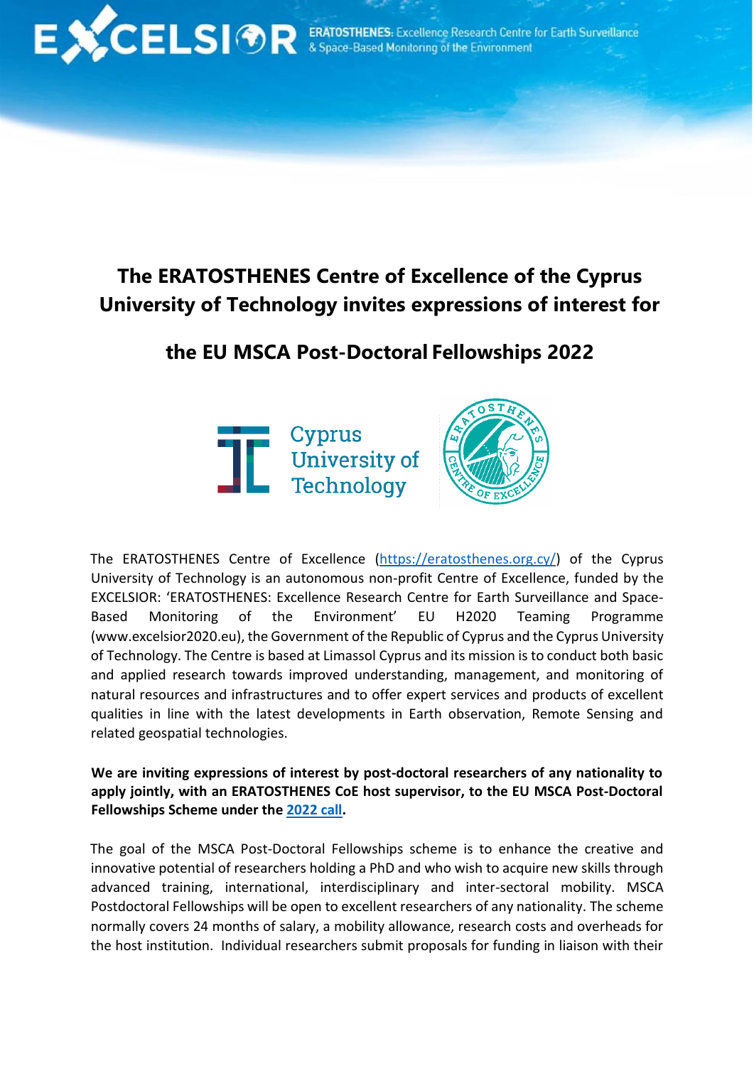# The ERATOSTHENES Centre of Excellence of the Cyprus University of Technology invites expressions of interest for the EU MSCA Post-Doctoral Fellowships 2022

The ERATOSTHENES Centre of Excellence (https://eratosthenes.org.cy/) of the Cyprus University of Technology is an autonomous non-profit Centre of Excellence, funded by the EXCELSIOR: 'ERATOSTHENES: Excellence Research Centre for Earth Surveillance and Space-Based Monitoring of the Environment' EU H2020 Teaming Programme (www.excelsior2020.eu), the Government of the Republic of Cyprus and the Cyprus University of Technology. The Centre is based at Limassol Cyprus and its mission is to conduct both basic and applied research towards improved understanding, management, and monitoring of natural resources and infrastructures and to offer expert services and products of excellent qualities in line with the latest developments in Earth observation, Remote Sensing and related geospatial technologies.

**We are inviting expressions of interest by post-doctoral researchers of any nationality to apply jointly, with an ERATOSTHENES CoE host supervisor, to the EU MSCA Post-Doctoral Fellowships Scheme under the 2022 call.**

The goal of the MSCA Post-Doctoral Fellowships scheme is to enhance the creative and innovative potential of researchers holding a PhD and who wish to acquire new skills through advanced training, international, interdisciplinary and inter-sectoral mobility. MSCA Postdoctoral Fellowships will be open to excellent researchers of any nationality. The scheme normally covers 24 months of salary, a mobility allowance, research costs and overheads for the host institution. Individual researchers submit proposals for funding in liaison with their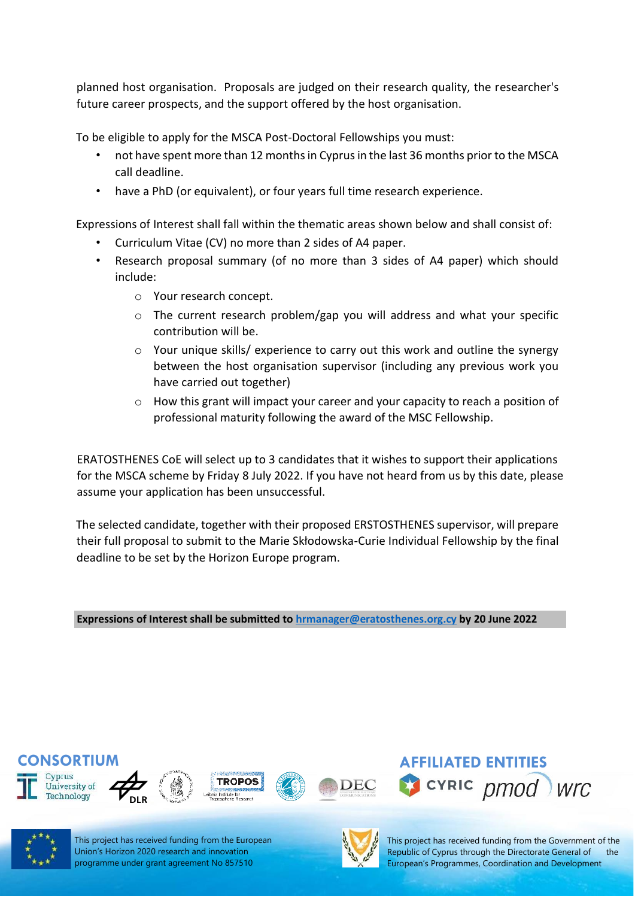planned host organisation. Proposals are judged on their research quality, the researcher's future career prospects, and the support offered by the host organisation.

To be eligible to apply for the MSCA Post-Doctoral Fellowships you must:

- not have spent more than 12 months in Cyprus in the last 36 months prior to the MSCA call deadline.
- have a PhD (or equivalent), or four years full time research experience.

Expressions of Interest shall fall within the thematic areas shown below and shall consist of:

- Curriculum Vitae (CV) no more than 2 sides of A4 paper.
- Research proposal summary (of no more than 3 sides of A4 paper) which should include:
  - Your research concept.
  - The current research problem/gap you will address and what your specific contribution will be.
  - Your unique skills/ experience to carry out this work and outline the synergy between the host organisation supervisor (including any previous work you have carried out together)
  - How this grant will impact your career and your capacity to reach a position of professional maturity following the award of the MSC Fellowship.

ERATOSTHENES CoE will select up to 3 candidates that it wishes to support their applications for the MSCA scheme by Friday 8 July 2022. If you have not heard from us by this date, please assume your application has been unsuccessful.

The selected candidate, together with their proposed ERSTOSTHENES supervisor, will prepare their full proposal to submit to the Marie Skłodowska-Curie Individual Fellowship by the final deadline to be set by the Horizon Europe program.

**Expressions of Interest shall be submitted to hrmanager@eratosthenes.org.cy by 20 June 2022**

**CONSORTIUM**

Cyprus University of Technology

DLR

TROPOS Leibniz Institute for Tropospheric Research

DEC

**AFFILIATED ENTITIES**

CYRIC

pmod wrc

This project has received funding from the European Union's Horizon 2020 research and innovation programme under grant agreement No 857510

This project has received funding from the Government of the Republic of Cyprus through the Directorate General of the European's Programmes, Coordination and Development